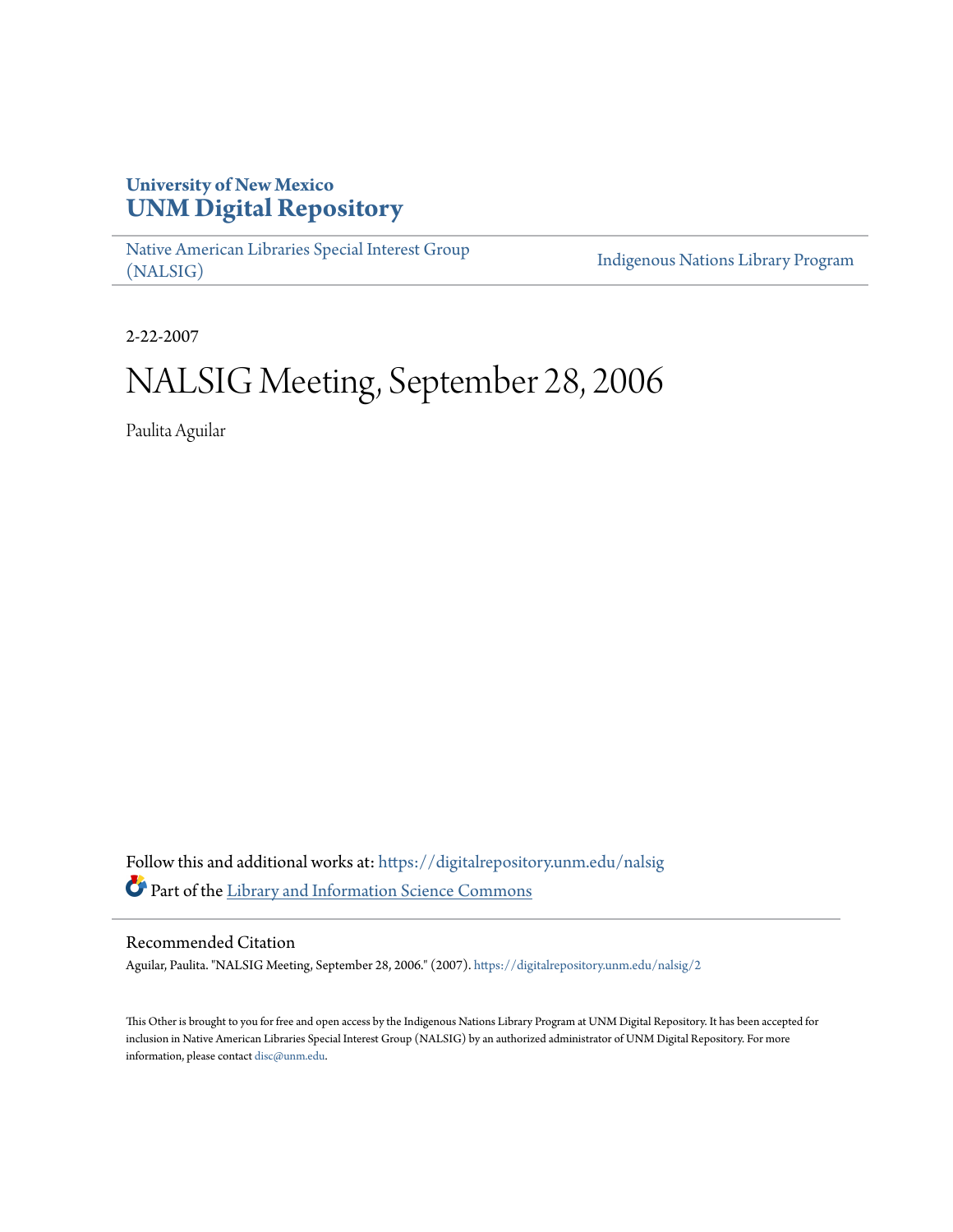**University of New Mexico**
**UNM Digital Repository**

Native American Libraries Special Interest Group (NALSIG)

Indigenous Nations Library Program

2-22-2007

# NALSIG Meeting, September 28, 2006

Paulita Aguilar

Follow this and additional works at: https://digitalrepository.unm.edu/nalsig

Part of the Library and Information Science Commons

## Recommended Citation

Aguilar, Paulita. "NALSIG Meeting, September 28, 2006." (2007). https://digitalrepository.unm.edu/nalsig/2

This Other is brought to you for free and open access by the Indigenous Nations Library Program at UNM Digital Repository. It has been accepted for inclusion in Native American Libraries Special Interest Group (NALSIG) by an authorized administrator of UNM Digital Repository. For more information, please contact disc@unm.edu.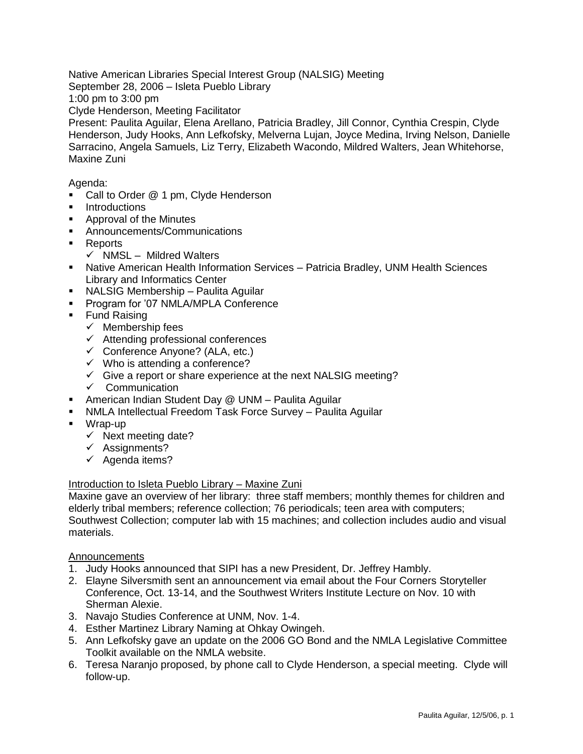Native American Libraries Special Interest Group (NALSIG) Meeting
September 28, 2006 – Isleta Pueblo Library
1:00 pm to 3:00 pm
Clyde Henderson, Meeting Facilitator
Present: Paulita Aguilar, Elena Arellano, Patricia Bradley, Jill Connor, Cynthia Crespin, Clyde Henderson, Judy Hooks, Ann Lefkofsky, Melverna Lujan, Joyce Medina, Irving Nelson, Danielle Sarracino, Angela Samuels, Liz Terry, Elizabeth Wacondo, Mildred Walters, Jean Whitehorse, Maxine Zuni

Agenda:

- Call to Order @ 1 pm, Clyde Henderson
- Introductions
- Approval of the Minutes
- Announcements/Communications
- Reports
  - ✓ NMSL – Mildred Walters
- Native American Health Information Services – Patricia Bradley, UNM Health Sciences Library and Informatics Center
- NALSIG Membership – Paulita Aguilar
- Program for '07 NMLA/MPLA Conference
- Fund Raising
  - ✓ Membership fees
  - ✓ Attending professional conferences
  - ✓ Conference Anyone? (ALA, etc.)
  - ✓ Who is attending a conference?
  - ✓ Give a report or share experience at the next NALSIG meeting?
  - ✓ Communication
- American Indian Student Day @ UNM – Paulita Aguilar
- NMLA Intellectual Freedom Task Force Survey – Paulita Aguilar
- Wrap-up
  - ✓ Next meeting date?
  - ✓ Assignments?
  - ✓ Agenda items?

<u>Introduction to Isleta Pueblo Library – Maxine Zuni</u>

Maxine gave an overview of her library: three staff members; monthly themes for children and elderly tribal members; reference collection; 76 periodicals; teen area with computers; Southwest Collection; computer lab with 15 machines; and collection includes audio and visual materials.

<u>Announcements</u>

1. Judy Hooks announced that SIPI has a new President, Dr. Jeffrey Hambly.
2. Elayne Silversmith sent an announcement via email about the Four Corners Storyteller Conference, Oct. 13-14, and the Southwest Writers Institute Lecture on Nov. 10 with Sherman Alexie.
3. Navajo Studies Conference at UNM, Nov. 1-4.
4. Esther Martinez Library Naming at Ohkay Owingeh.
5. Ann Lefkofsky gave an update on the 2006 GO Bond and the NMLA Legislative Committee Toolkit available on the NMLA website.
6. Teresa Naranjo proposed, by phone call to Clyde Henderson, a special meeting. Clyde will follow-up.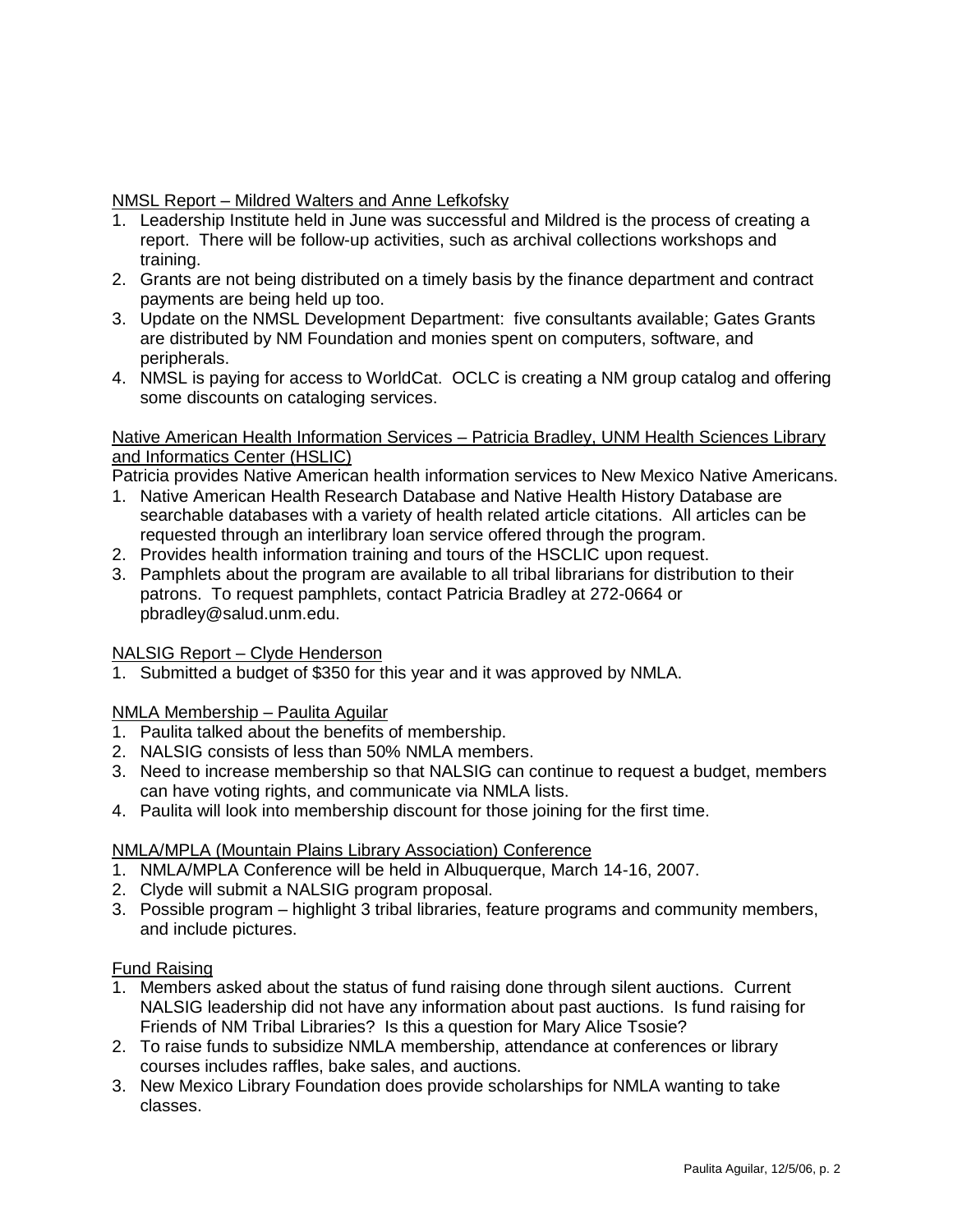NMSL Report – Mildred Walters and Anne Lefkofsky

1. Leadership Institute held in June was successful and Mildred is the process of creating a report. There will be follow-up activities, such as archival collections workshops and training.
2. Grants are not being distributed on a timely basis by the finance department and contract payments are being held up too.
3. Update on the NMSL Development Department: five consultants available; Gates Grants are distributed by NM Foundation and monies spent on computers, software, and peripherals.
4. NMSL is paying for access to WorldCat. OCLC is creating a NM group catalog and offering some discounts on cataloging services.

Native American Health Information Services – Patricia Bradley, UNM Health Sciences Library and Informatics Center (HSLIC)

Patricia provides Native American health information services to New Mexico Native Americans.

1. Native American Health Research Database and Native Health History Database are searchable databases with a variety of health related article citations. All articles can be requested through an interlibrary loan service offered through the program.
2. Provides health information training and tours of the HSCLIC upon request.
3. Pamphlets about the program are available to all tribal librarians for distribution to their patrons. To request pamphlets, contact Patricia Bradley at 272-0664 or pbradley@salud.unm.edu.

NALSIG Report – Clyde Henderson

1. Submitted a budget of $350 for this year and it was approved by NMLA.

NMLA Membership – Paulita Aguilar

1. Paulita talked about the benefits of membership.
2. NALSIG consists of less than 50% NMLA members.
3. Need to increase membership so that NALSIG can continue to request a budget, members can have voting rights, and communicate via NMLA lists.
4. Paulita will look into membership discount for those joining for the first time.

NMLA/MPLA (Mountain Plains Library Association) Conference

1. NMLA/MPLA Conference will be held in Albuquerque, March 14-16, 2007.
2. Clyde will submit a NALSIG program proposal.
3. Possible program – highlight 3 tribal libraries, feature programs and community members, and include pictures.

Fund Raising

1. Members asked about the status of fund raising done through silent auctions. Current NALSIG leadership did not have any information about past auctions. Is fund raising for Friends of NM Tribal Libraries? Is this a question for Mary Alice Tsosie?
2. To raise funds to subsidize NMLA membership, attendance at conferences or library courses includes raffles, bake sales, and auctions.
3. New Mexico Library Foundation does provide scholarships for NMLA wanting to take classes.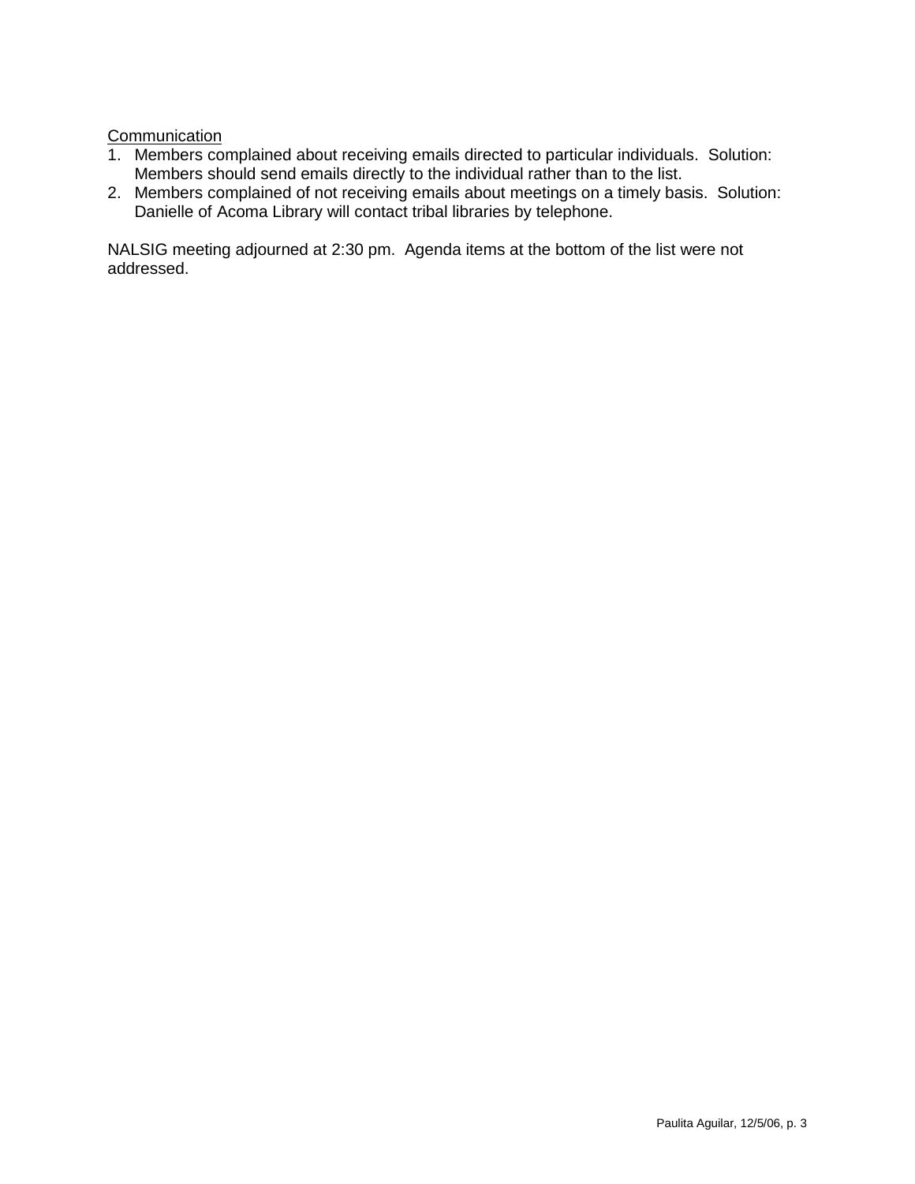<u>Communication</u>

1. Members complained about receiving emails directed to particular individuals. Solution: Members should send emails directly to the individual rather than to the list.
2. Members complained of not receiving emails about meetings on a timely basis. Solution: Danielle of Acoma Library will contact tribal libraries by telephone.

NALSIG meeting adjourned at 2:30 pm. Agenda items at the bottom of the list were not addressed.